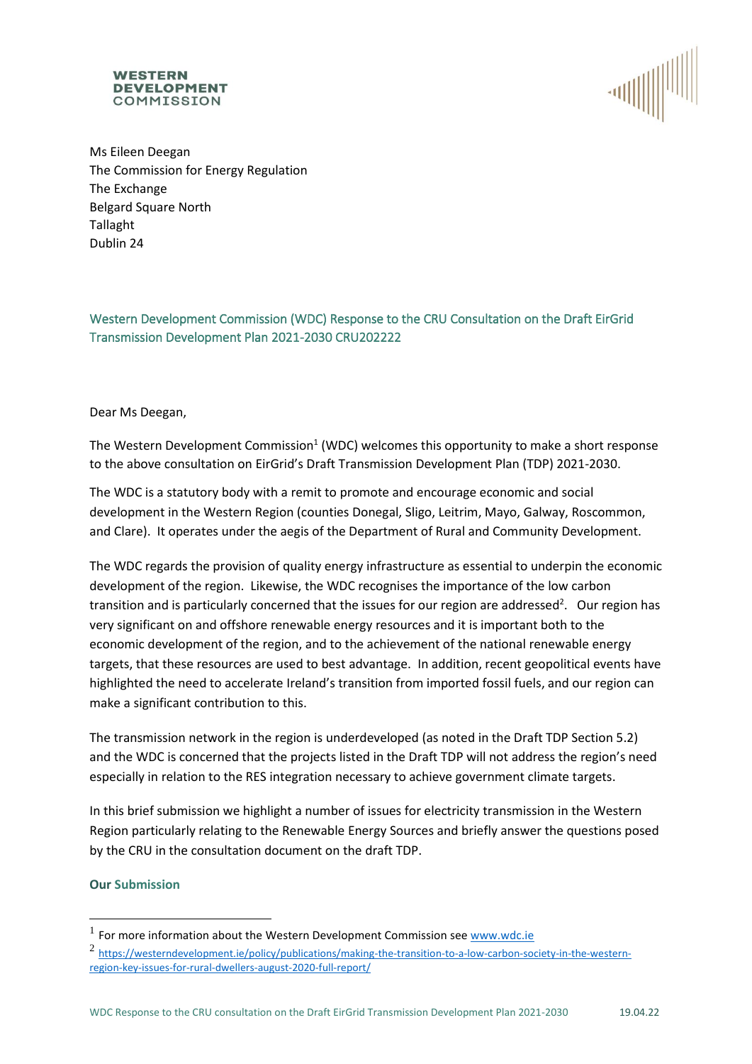**WESTERN DEVELOPMENT COMMISSION**

Ms Eileen Deegan
The Commission for Energy Regulation
The Exchange
Belgard Square North
Tallaght
Dublin 24

## Western Development Commission (WDC) Response to the CRU Consultation on the Draft EirGrid Transmission Development Plan 2021-2030 CRU202222

Dear Ms Deegan,

The Western Development Commission[1] (WDC) welcomes this opportunity to make a short response to the above consultation on EirGrid's Draft Transmission Development Plan (TDP) 2021-2030.

The WDC is a statutory body with a remit to promote and encourage economic and social development in the Western Region (counties Donegal, Sligo, Leitrim, Mayo, Galway, Roscommon, and Clare). It operates under the aegis of the Department of Rural and Community Development.

The WDC regards the provision of quality energy infrastructure as essential to underpin the economic development of the region. Likewise, the WDC recognises the importance of the low carbon transition and is particularly concerned that the issues for our region are addressed[2]. Our region has very significant on and offshore renewable energy resources and it is important both to the economic development of the region, and to the achievement of the national renewable energy targets, that these resources are used to best advantage. In addition, recent geopolitical events have highlighted the need to accelerate Ireland's transition from imported fossil fuels, and our region can make a significant contribution to this.

The transmission network in the region is underdeveloped (as noted in the Draft TDP Section 5.2) and the WDC is concerned that the projects listed in the Draft TDP will not address the region's need especially in relation to the RES integration necessary to achieve government climate targets.

In this brief submission we highlight a number of issues for electricity transmission in the Western Region particularly relating to the Renewable Energy Sources and briefly answer the questions posed by the CRU in the consultation document on the draft TDP.

### Our Submission

---

[1] For more information about the Western Development Commission see www.wdc.ie

[2] https://westerndevelopment.ie/policy/publications/making-the-transition-to-a-low-carbon-society-in-the-western-region-key-issues-for-rural-dwellers-august-2020-full-report/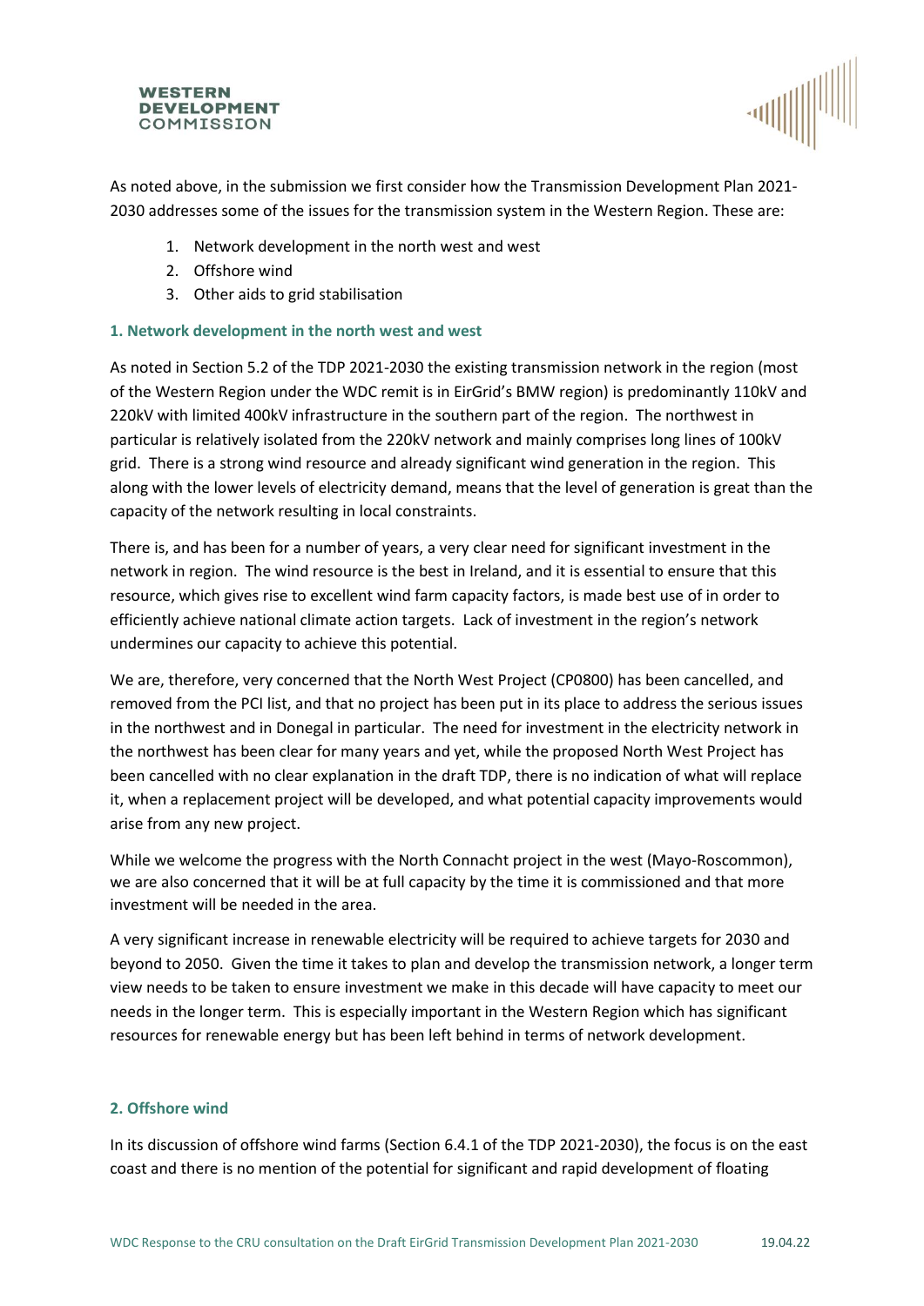As noted above, in the submission we first consider how the Transmission Development Plan 2021-2030 addresses some of the issues for the transmission system in the Western Region. These are:

1. Network development in the north west and west
2. Offshore wind
3. Other aids to grid stabilisation

### 1. Network development in the north west and west

As noted in Section 5.2 of the TDP 2021-2030 the existing transmission network in the region (most of the Western Region under the WDC remit is in EirGrid's BMW region) is predominantly 110kV and 220kV with limited 400kV infrastructure in the southern part of the region. The northwest in particular is relatively isolated from the 220kV network and mainly comprises long lines of 100kV grid. There is a strong wind resource and already significant wind generation in the region. This along with the lower levels of electricity demand, means that the level of generation is great than the capacity of the network resulting in local constraints.

There is, and has been for a number of years, a very clear need for significant investment in the network in region. The wind resource is the best in Ireland, and it is essential to ensure that this resource, which gives rise to excellent wind farm capacity factors, is made best use of in order to efficiently achieve national climate action targets. Lack of investment in the region's network undermines our capacity to achieve this potential.

We are, therefore, very concerned that the North West Project (CP0800) has been cancelled, and removed from the PCI list, and that no project has been put in its place to address the serious issues in the northwest and in Donegal in particular. The need for investment in the electricity network in the northwest has been clear for many years and yet, while the proposed North West Project has been cancelled with no clear explanation in the draft TDP, there is no indication of what will replace it, when a replacement project will be developed, and what potential capacity improvements would arise from any new project.

While we welcome the progress with the North Connacht project in the west (Mayo-Roscommon), we are also concerned that it will be at full capacity by the time it is commissioned and that more investment will be needed in the area.

A very significant increase in renewable electricity will be required to achieve targets for 2030 and beyond to 2050. Given the time it takes to plan and develop the transmission network, a longer term view needs to be taken to ensure investment we make in this decade will have capacity to meet our needs in the longer term. This is especially important in the Western Region which has significant resources for renewable energy but has been left behind in terms of network development.

### 2. Offshore wind

In its discussion of offshore wind farms (Section 6.4.1 of the TDP 2021-2030), the focus is on the east coast and there is no mention of the potential for significant and rapid development of floating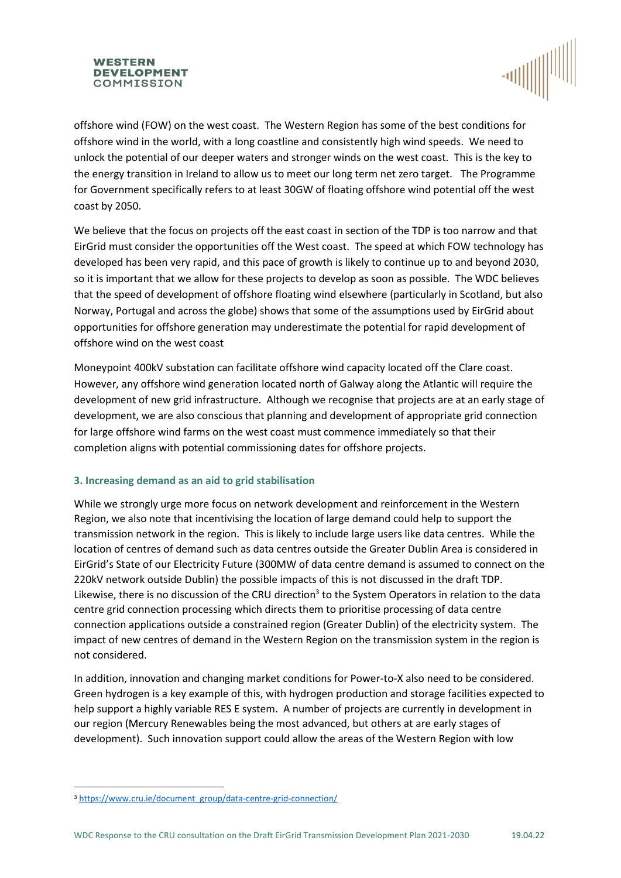offshore wind (FOW) on the west coast. The Western Region has some of the best conditions for offshore wind in the world, with a long coastline and consistently high wind speeds. We need to unlock the potential of our deeper waters and stronger winds on the west coast. This is the key to the energy transition in Ireland to allow us to meet our long term net zero target. The Programme for Government specifically refers to at least 30GW of floating offshore wind potential off the west coast by 2050.

We believe that the focus on projects off the east coast in section of the TDP is too narrow and that EirGrid must consider the opportunities off the West coast. The speed at which FOW technology has developed has been very rapid, and this pace of growth is likely to continue up to and beyond 2030, so it is important that we allow for these projects to develop as soon as possible. The WDC believes that the speed of development of offshore floating wind elsewhere (particularly in Scotland, but also Norway, Portugal and across the globe) shows that some of the assumptions used by EirGrid about opportunities for offshore generation may underestimate the potential for rapid development of offshore wind on the west coast

Moneypoint 400kV substation can facilitate offshore wind capacity located off the Clare coast. However, any offshore wind generation located north of Galway along the Atlantic will require the development of new grid infrastructure. Although we recognise that projects are at an early stage of development, we are also conscious that planning and development of appropriate grid connection for large offshore wind farms on the west coast must commence immediately so that their completion aligns with potential commissioning dates for offshore projects.

### 3. Increasing demand as an aid to grid stabilisation

While we strongly urge more focus on network development and reinforcement in the Western Region, we also note that incentivising the location of large demand could help to support the transmission network in the region. This is likely to include large users like data centres. While the location of centres of demand such as data centres outside the Greater Dublin Area is considered in EirGrid's State of our Electricity Future (300MW of data centre demand is assumed to connect on the 220kV network outside Dublin) the possible impacts of this is not discussed in the draft TDP. Likewise, there is no discussion of the CRU direction[3] to the System Operators in relation to the data centre grid connection processing which directs them to prioritise processing of data centre connection applications outside a constrained region (Greater Dublin) of the electricity system. The impact of new centres of demand in the Western Region on the transmission system in the region is not considered.

In addition, innovation and changing market conditions for Power-to-X also need to be considered. Green hydrogen is a key example of this, with hydrogen production and storage facilities expected to help support a highly variable RES E system. A number of projects are currently in development in our region (Mercury Renewables being the most advanced, but others at are early stages of development). Such innovation support could allow the areas of the Western Region with low

[3] https://www.cru.ie/document_group/data-centre-grid-connection/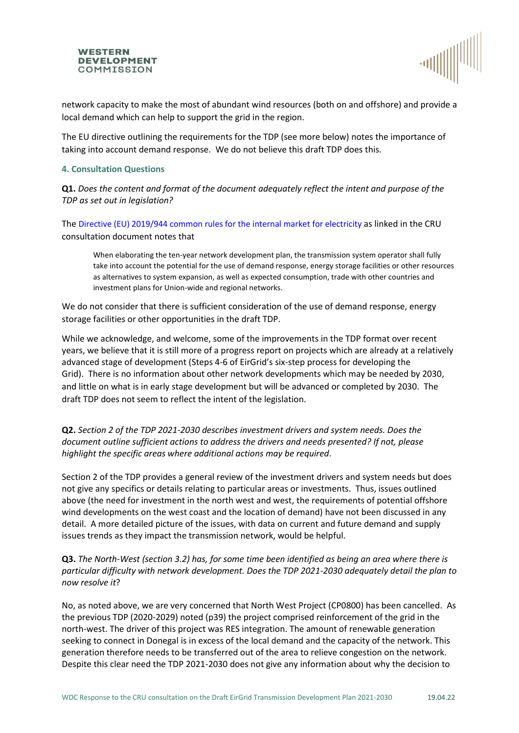network capacity to make the most of abundant wind resources (both on and offshore) and provide a local demand which can help to support the grid in the region.

The EU directive outlining the requirements for the TDP (see more below) notes the importance of taking into account demand response. We do not believe this draft TDP does this.

### 4. Consultation Questions

**Q1.** *Does the content and format of the document adequately reflect the intent and purpose of the TDP as set out in legislation?*

The Directive (EU) 2019/944 common rules for the internal market for electricity as linked in the CRU consultation document notes that

> When elaborating the ten-year network development plan, the transmission system operator shall fully take into account the potential for the use of demand response, energy storage facilities or other resources as alternatives to system expansion, as well as expected consumption, trade with other countries and investment plans for Union-wide and regional networks.

We do not consider that there is sufficient consideration of the use of demand response, energy storage facilities or other opportunities in the draft TDP.

While we acknowledge, and welcome, some of the improvements in the TDP format over recent years, we believe that it is still more of a progress report on projects which are already at a relatively advanced stage of development (Steps 4-6 of EirGrid's six-step process for developing the Grid). There is no information about other network developments which may be needed by 2030, and little on what is in early stage development but will be advanced or completed by 2030. The draft TDP does not seem to reflect the intent of the legislation.

**Q2.** *Section 2 of the TDP 2021-2030 describes investment drivers and system needs. Does the document outline sufficient actions to address the drivers and needs presented? If not, please highlight the specific areas where additional actions may be required*.

Section 2 of the TDP provides a general review of the investment drivers and system needs but does not give any specifics or details relating to particular areas or investments. Thus, issues outlined above (the need for investment in the north west and west, the requirements of potential offshore wind developments on the west coast and the location of demand) have not been discussed in any detail. A more detailed picture of the issues, with data on current and future demand and supply issues trends as they impact the transmission network, would be helpful.

**Q3.** *The North-West (section 3.2) has, for some time been identified as being an area where there is particular difficulty with network development. Does the TDP 2021-2030 adequately detail the plan to now resolve it*?

No, as noted above, we are very concerned that North West Project (CP0800) has been cancelled. As the previous TDP (2020-2029) noted (p39) the project comprised reinforcement of the grid in the north-west. The driver of this project was RES integration. The amount of renewable generation seeking to connect in Donegal is in excess of the local demand and the capacity of the network. This generation therefore needs to be transferred out of the area to relieve congestion on the network. Despite this clear need the TDP 2021-2030 does not give any information about why the decision to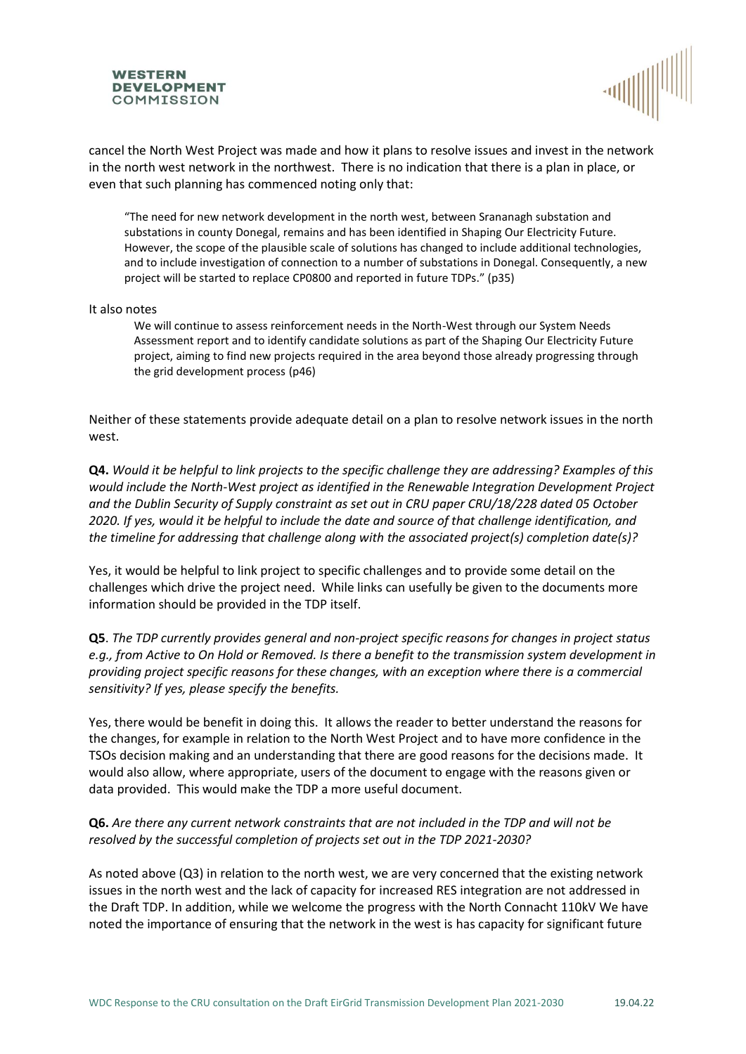cancel the North West Project was made and how it plans to resolve issues and invest in the network in the north west network in the northwest. There is no indication that there is a plan in place, or even that such planning has commenced noting only that:

> "The need for new network development in the north west, between Srananagh substation and substations in county Donegal, remains and has been identified in Shaping Our Electricity Future. However, the scope of the plausible scale of solutions has changed to include additional technologies, and to include investigation of connection to a number of substations in Donegal. Consequently, a new project will be started to replace CP0800 and reported in future TDPs." (p35)

It also notes

> We will continue to assess reinforcement needs in the North-West through our System Needs Assessment report and to identify candidate solutions as part of the Shaping Our Electricity Future project, aiming to find new projects required in the area beyond those already progressing through the grid development process (p46)

Neither of these statements provide adequate detail on a plan to resolve network issues in the north west.

**Q4.** *Would it be helpful to link projects to the specific challenge they are addressing? Examples of this would include the North-West project as identified in the Renewable Integration Development Project and the Dublin Security of Supply constraint as set out in CRU paper CRU/18/228 dated 05 October 2020. If yes, would it be helpful to include the date and source of that challenge identification, and the timeline for addressing that challenge along with the associated project(s) completion date(s)?*

Yes, it would be helpful to link project to specific challenges and to provide some detail on the challenges which drive the project need. While links can usefully be given to the documents more information should be provided in the TDP itself.

**Q5**. *The TDP currently provides general and non-project specific reasons for changes in project status e.g., from Active to On Hold or Removed. Is there a benefit to the transmission system development in providing project specific reasons for these changes, with an exception where there is a commercial sensitivity? If yes, please specify the benefits.*

Yes, there would be benefit in doing this. It allows the reader to better understand the reasons for the changes, for example in relation to the North West Project and to have more confidence in the TSOs decision making and an understanding that there are good reasons for the decisions made. It would also allow, where appropriate, users of the document to engage with the reasons given or data provided. This would make the TDP a more useful document.

**Q6.** *Are there any current network constraints that are not included in the TDP and will not be resolved by the successful completion of projects set out in the TDP 2021-2030?*

As noted above (Q3) in relation to the north west, we are very concerned that the existing network issues in the north west and the lack of capacity for increased RES integration are not addressed in the Draft TDP. In addition, while we welcome the progress with the North Connacht 110kV We have noted the importance of ensuring that the network in the west is has capacity for significant future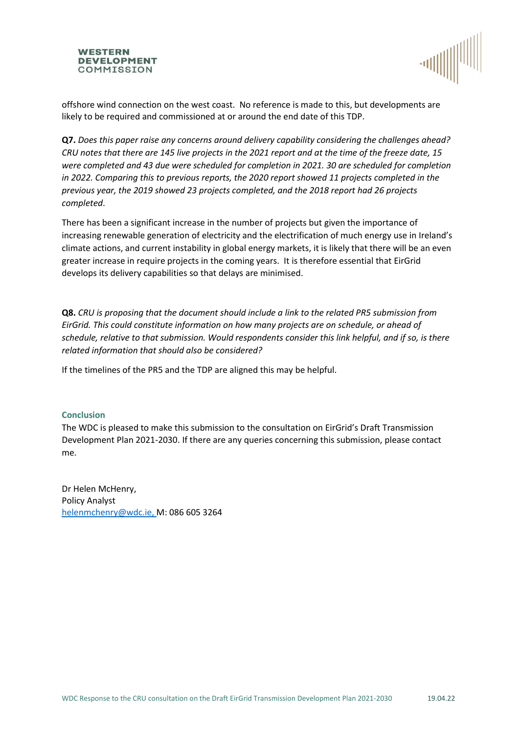offshore wind connection on the west coast. No reference is made to this, but developments are likely to be required and commissioned at or around the end date of this TDP.

**Q7.** *Does this paper raise any concerns around delivery capability considering the challenges ahead? CRU notes that there are 145 live projects in the 2021 report and at the time of the freeze date, 15 were completed and 43 due were scheduled for completion in 2021. 30 are scheduled for completion in 2022. Comparing this to previous reports, the 2020 report showed 11 projects completed in the previous year, the 2019 showed 23 projects completed, and the 2018 report had 26 projects completed*.

There has been a significant increase in the number of projects but given the importance of increasing renewable generation of electricity and the electrification of much energy use in Ireland's climate actions, and current instability in global energy markets, it is likely that there will be an even greater increase in require projects in the coming years. It is therefore essential that EirGrid develops its delivery capabilities so that delays are minimised.

**Q8.** *CRU is proposing that the document should include a link to the related PR5 submission from EirGrid. This could constitute information on how many projects are on schedule, or ahead of schedule, relative to that submission. Would respondents consider this link helpful, and if so, is there related information that should also be considered?*

If the timelines of the PR5 and the TDP are aligned this may be helpful.

## Conclusion

The WDC is pleased to make this submission to the consultation on EirGrid's Draft Transmission Development Plan 2021-2030. If there are any queries concerning this submission, please contact me.

Dr Helen McHenry,
Policy Analyst
helenmchenry@wdc.ie, M: 086 605 3264